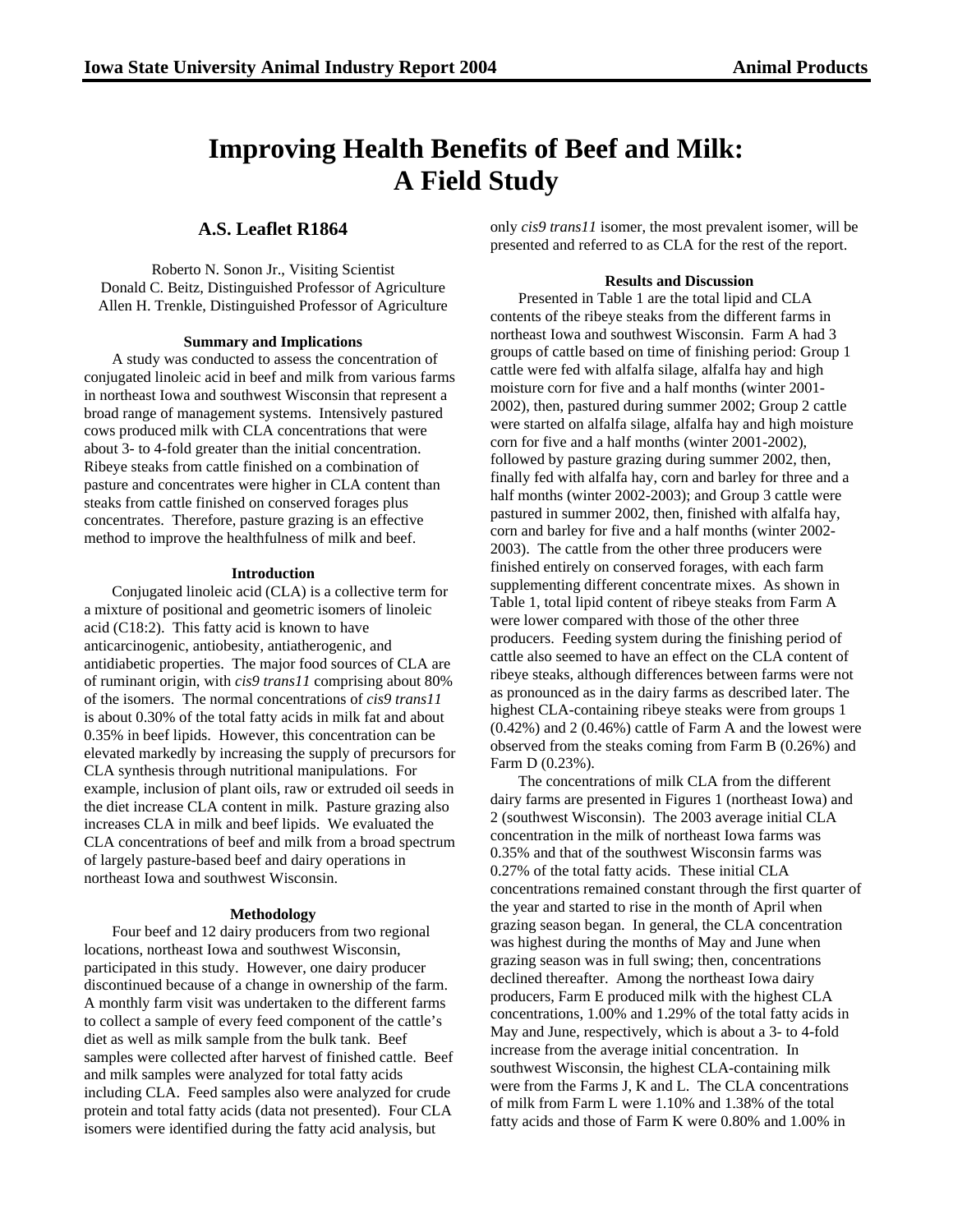# Improving Health Benefits of Beef and Milk: A Field Study

## A.S. Leaflet R1864

Roberto N. Sonon Jr., Visiting Scientist
Donald C. Beitz, Distinguished Professor of Agriculture
Allen H. Trenkle, Distinguished Professor of Agriculture

### Summary and Implications

A study was conducted to assess the concentration of conjugated linoleic acid in beef and milk from various farms in northeast Iowa and southwest Wisconsin that represent a broad range of management systems. Intensively pastured cows produced milk with CLA concentrations that were about 3- to 4-fold greater than the initial concentration. Ribeye steaks from cattle finished on a combination of pasture and concentrates were higher in CLA content than steaks from cattle finished on conserved forages plus concentrates. Therefore, pasture grazing is an effective method to improve the healthfulness of milk and beef.

### Introduction

Conjugated linoleic acid (CLA) is a collective term for a mixture of positional and geometric isomers of linoleic acid (C18:2). This fatty acid is known to have anticarcinogenic, antiobesity, antiatherogenic, and antidiabetic properties. The major food sources of CLA are of ruminant origin, with *cis9 trans11* comprising about 80% of the isomers. The normal concentrations of *cis9 trans11* is about 0.30% of the total fatty acids in milk fat and about 0.35% in beef lipids. However, this concentration can be elevated markedly by increasing the supply of precursors for CLA synthesis through nutritional manipulations. For example, inclusion of plant oils, raw or extruded oil seeds in the diet increase CLA content in milk. Pasture grazing also increases CLA in milk and beef lipids. We evaluated the CLA concentrations of beef and milk from a broad spectrum of largely pasture-based beef and dairy operations in northeast Iowa and southwest Wisconsin.

### Methodology

Four beef and 12 dairy producers from two regional locations, northeast Iowa and southwest Wisconsin, participated in this study. However, one dairy producer discontinued because of a change in ownership of the farm. A monthly farm visit was undertaken to the different farms to collect a sample of every feed component of the cattle's diet as well as milk sample from the bulk tank. Beef samples were collected after harvest of finished cattle. Beef and milk samples were analyzed for total fatty acids including CLA. Feed samples also were analyzed for crude protein and total fatty acids (data not presented). Four CLA isomers were identified during the fatty acid analysis, but only *cis9 trans11* isomer, the most prevalent isomer, will be presented and referred to as CLA for the rest of the report.

### Results and Discussion

Presented in Table 1 are the total lipid and CLA contents of the ribeye steaks from the different farms in northeast Iowa and southwest Wisconsin. Farm A had 3 groups of cattle based on time of finishing period: Group 1 cattle were fed with alfalfa silage, alfalfa hay and high moisture corn for five and a half months (winter 2001-2002), then, pastured during summer 2002; Group 2 cattle were started on alfalfa silage, alfalfa hay and high moisture corn for five and a half months (winter 2001-2002), followed by pasture grazing during summer 2002, then, finally fed with alfalfa hay, corn and barley for three and a half months (winter 2002-2003); and Group 3 cattle were pastured in summer 2002, then, finished with alfalfa hay, corn and barley for five and a half months (winter 2002-2003). The cattle from the other three producers were finished entirely on conserved forages, with each farm supplementing different concentrate mixes. As shown in Table 1, total lipid content of ribeye steaks from Farm A were lower compared with those of the other three producers. Feeding system during the finishing period of cattle also seemed to have an effect on the CLA content of ribeye steaks, although differences between farms were not as pronounced as in the dairy farms as described later. The highest CLA-containing ribeye steaks were from groups 1 (0.42%) and 2 (0.46%) cattle of Farm A and the lowest were observed from the steaks coming from Farm B (0.26%) and Farm D (0.23%).

The concentrations of milk CLA from the different dairy farms are presented in Figures 1 (northeast Iowa) and 2 (southwest Wisconsin). The 2003 average initial CLA concentration in the milk of northeast Iowa farms was 0.35% and that of the southwest Wisconsin farms was 0.27% of the total fatty acids. These initial CLA concentrations remained constant through the first quarter of the year and started to rise in the month of April when grazing season began. In general, the CLA concentration was highest during the months of May and June when grazing season was in full swing; then, concentrations declined thereafter. Among the northeast Iowa dairy producers, Farm E produced milk with the highest CLA concentrations, 1.00% and 1.29% of the total fatty acids in May and June, respectively, which is about a 3- to 4-fold increase from the average initial concentration. In southwest Wisconsin, the highest CLA-containing milk were from the Farms J, K and L. The CLA concentrations of milk from Farm L were 1.10% and 1.38% of the total fatty acids and those of Farm K were 0.80% and 1.00% in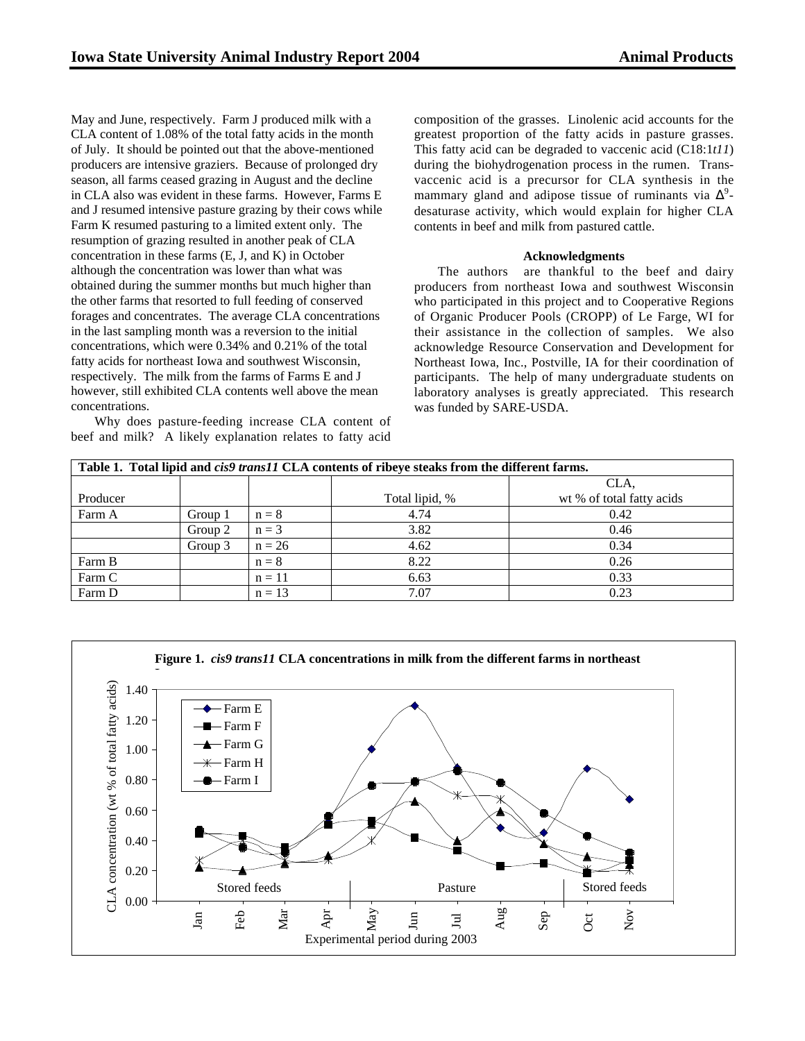May and June, respectively. Farm J produced milk with a CLA content of 1.08% of the total fatty acids in the month of July. It should be pointed out that the above-mentioned producers are intensive graziers. Because of prolonged dry season, all farms ceased grazing in August and the decline in CLA also was evident in these farms. However, Farms E and J resumed intensive pasture grazing by their cows while Farm K resumed pasturing to a limited extent only. The resumption of grazing resulted in another peak of CLA concentration in these farms (E, J, and K) in October although the concentration was lower than what was obtained during the summer months but much higher than the other farms that resorted to full feeding of conserved forages and concentrates. The average CLA concentrations in the last sampling month was a reversion to the initial concentrations, which were 0.34% and 0.21% of the total fatty acids for northeast Iowa and southwest Wisconsin, respectively. The milk from the farms of Farms E and J however, still exhibited CLA contents well above the mean concentrations.

Why does pasture-feeding increase CLA content of beef and milk? A likely explanation relates to fatty acid composition of the grasses. Linolenic acid accounts for the greatest proportion of the fatty acids in pasture grasses. This fatty acid can be degraded to vaccenic acid (C18:1*t11*) during the biohydrogenation process in the rumen. Trans-vaccenic acid is a precursor for CLA synthesis in the mammary gland and adipose tissue of ruminants via $\Delta^9$-desaturase activity, which would explain for higher CLA contents in beef and milk from pastured cattle.

### Acknowledgments

The authors are thankful to the beef and dairy producers from northeast Iowa and southwest Wisconsin who participated in this project and to Cooperative Regions of Organic Producer Pools (CROPP) of Le Farge, WI for their assistance in the collection of samples. We also acknowledge Resource Conservation and Development for Northeast Iowa, Inc., Postville, IA for their coordination of participants. The help of many undergraduate students on laboratory analyses is greatly appreciated. This research was funded by SARE-USDA.

**Table 1. Total lipid and *cis9 trans11* CLA contents of ribeye steaks from the different farms.**

| Producer | | | Total lipid, % | CLA, wt % of total fatty acids |
|---|---|---|---|---|
| Farm A | Group 1 | n = 8 | 4.74 | 0.42 |
| | Group 2 | n = 3 | 3.82 | 0.46 |
| | Group 3 | n = 26 | 4.62 | 0.34 |
| Farm B | | n = 8 | 8.22 | 0.26 |
| Farm C | | n = 11 | 6.63 | 0.33 |
| Farm D | | n = 13 | 7.07 | 0.23 |

**Figure 1. *cis9 trans11* CLA concentrations in milk from the different farms in northeast**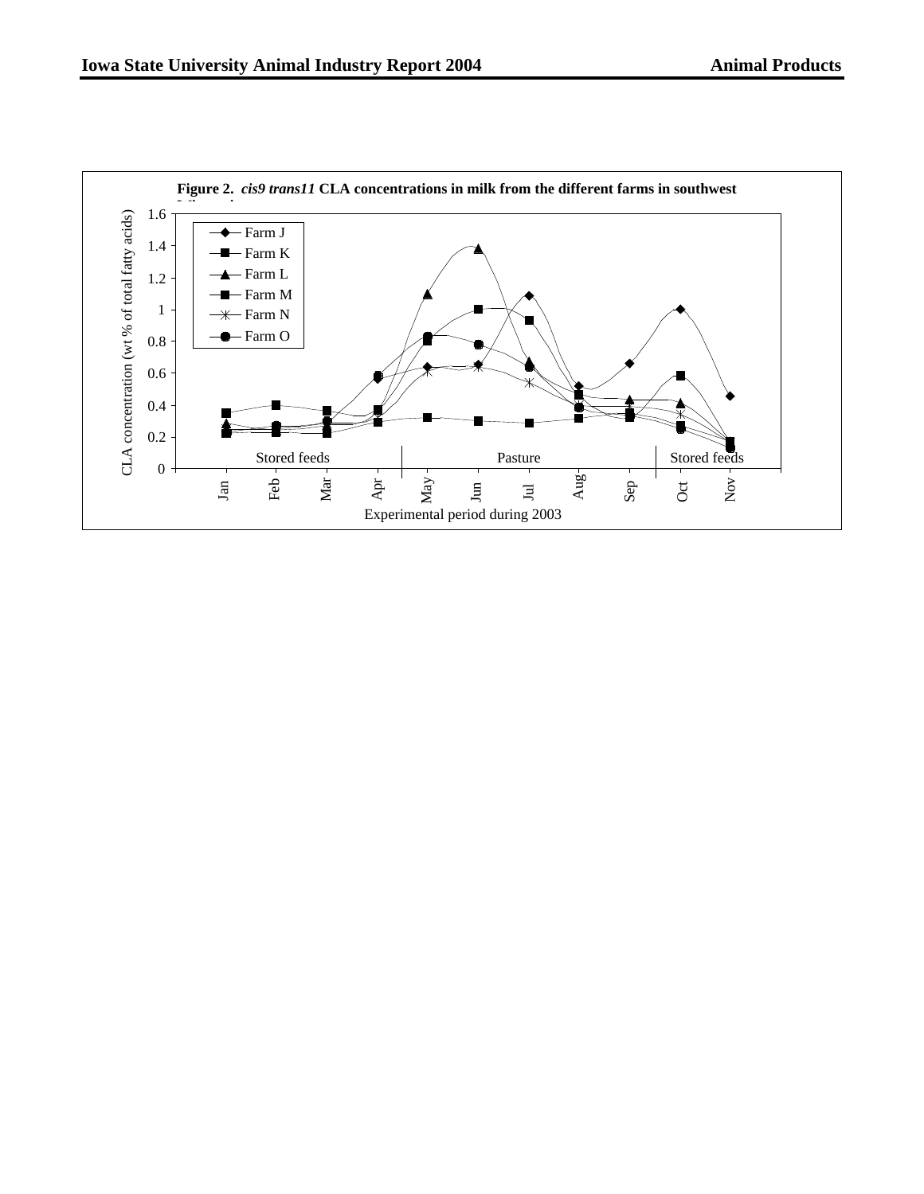**Figure 2.** ***cis9 trans11*** **CLA concentrations in milk from the different farms in southwest Missouri.**

CLA concentration (wt % of total fatty acids)

1.6
1.4
1.2
1
0.8
0.6
0.4
0.2
0

Farm J
Farm K
Farm L
Farm M
Farm N
Farm O

Stored feeds
Pasture
Stored feeds

Jan Feb Mar Apr May Jun Jul Aug Sep Oct Nov

Experimental period during 2003